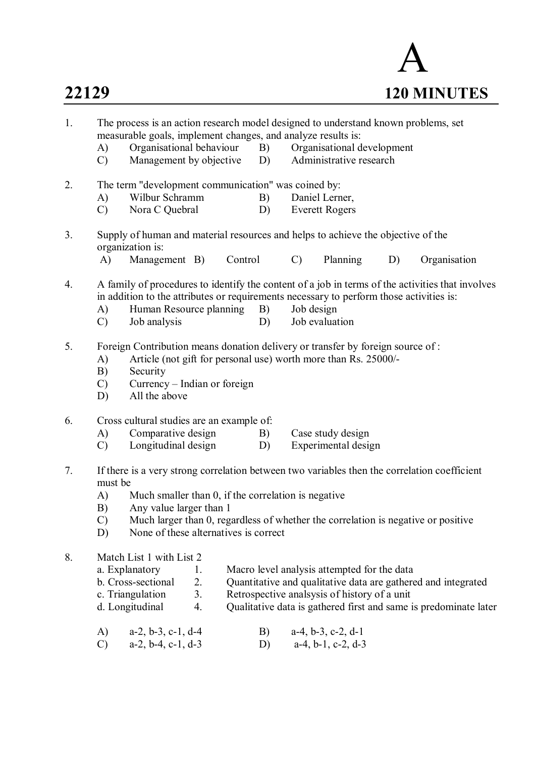# 22129

# A

**120 MINUTES**

1. The process is an action research model designed to understand known problems, set measurable goals, implement changes, and analyze results is:
   - A) Organisational behaviour
   - B) Organisational development
   - C) Management by objective
   - D) Administrative research

2. The term "development communication" was coined by:
   - A) Wilbur Schramm
   - B) Daniel Lerner,
   - C) Nora C Quebral
   - D) Everett Rogers

3. Supply of human and material resources and helps to achieve the objective of the organization is:
   - A) Management
   - B) Control
   - C) Planning
   - D) Organisation

4. A family of procedures to identify the content of a job in terms of the activities that involves in addition to the attributes or requirements necessary to perform those activities is:
   - A) Human Resource planning
   - B) Job design
   - C) Job analysis
   - D) Job evaluation

5. Foreign Contribution means donation delivery or transfer by foreign source of :
   - A) Article (not gift for personal use) worth more than Rs. 25000/-
   - B) Security
   - C) Currency – Indian or foreign
   - D) All the above

6. Cross cultural studies are an example of:
   - A) Comparative design
   - B) Case study design
   - C) Longitudinal design
   - D) Experimental design

7. If there is a very strong correlation between two variables then the correlation coefficient must be
   - A) Much smaller than 0, if the correlation is negative
   - B) Any value larger than 1
   - C) Much larger than 0, regardless of whether the correlation is negative or positive
   - D) None of these alternatives is correct

8. Match List 1 with List 2

   | List 1 | | List 2 |
   |---|---|---|
   | a. Explanatory | 1. | Macro level analysis attempted for the data |
   | b. Cross-sectional | 2. | Quantitative and qualitative data are gathered and integrated |
   | c. Triangulation | 3. | Retrospective analsysis of history of a unit |
   | d. Longitudinal | 4. | Qualitative data is gathered first and same is predominate later |

   - A) a-2, b-3, c-1, d-4
   - B) a-4, b-3, c-2, d-1
   - C) a-2, b-4, c-1, d-3
   - D) a-4, b-1, c-2, d-3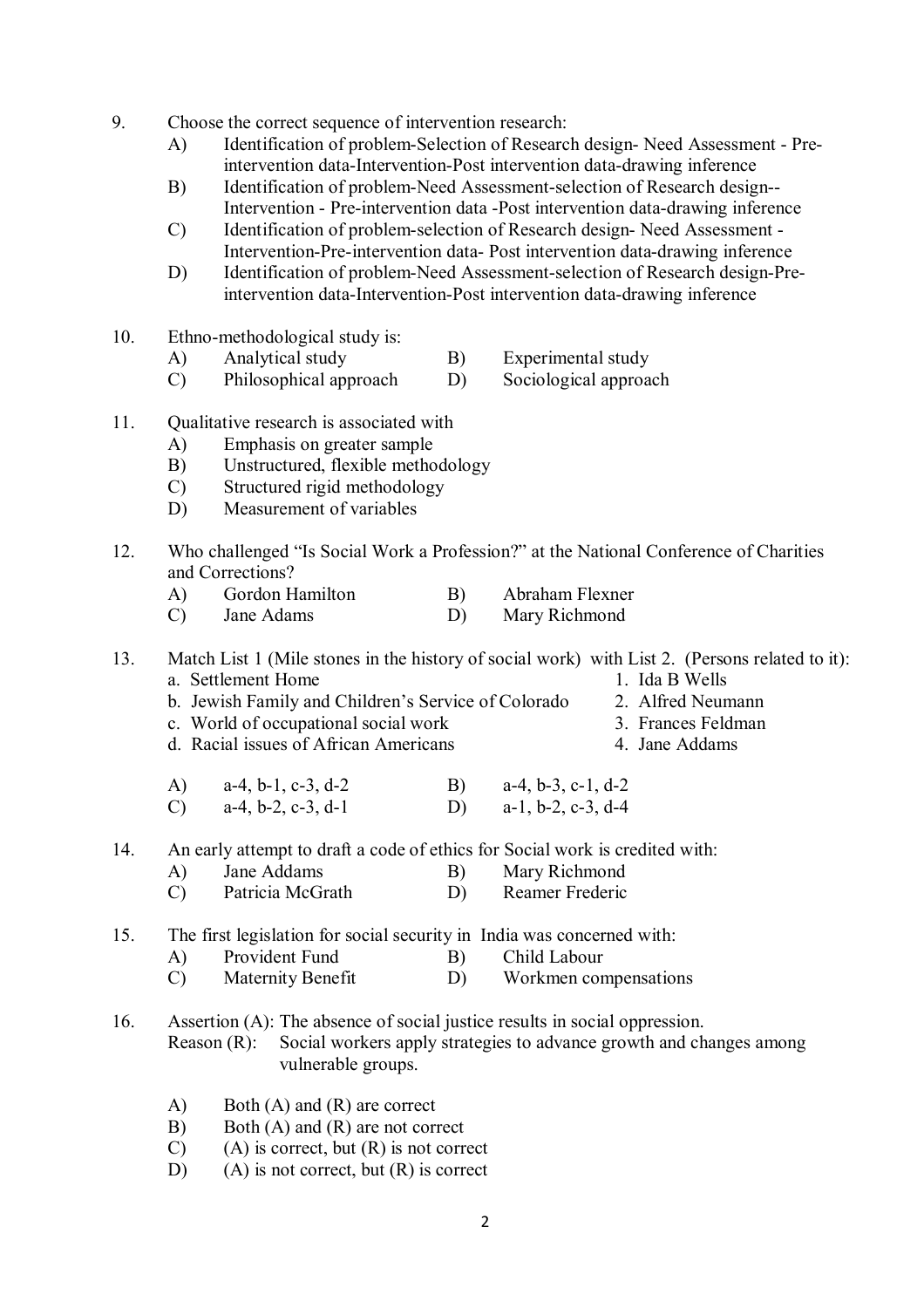9. Choose the correct sequence of intervention research:
   A) Identification of problem-Selection of Research design- Need Assessment - Pre-intervention data-Intervention-Post intervention data-drawing inference
   B) Identification of problem-Need Assessment-selection of Research design--Intervention - Pre-intervention data -Post intervention data-drawing inference
   C) Identification of problem-selection of Research design- Need Assessment - Intervention-Pre-intervention data- Post intervention data-drawing inference
   D) Identification of problem-Need Assessment-selection of Research design-Pre-intervention data-Intervention-Post intervention data-drawing inference

10. Ethno-methodological study is:
   A) Analytical study
   B) Experimental study
   C) Philosophical approach
   D) Sociological approach

11. Qualitative research is associated with
   A) Emphasis on greater sample
   B) Unstructured, flexible methodology
   C) Structured rigid methodology
   D) Measurement of variables

12. Who challenged "Is Social Work a Profession?" at the National Conference of Charities and Corrections?
   A) Gordon Hamilton
   B) Abraham Flexner
   C) Jane Adams
   D) Mary Richmond

13. Match List 1 (Mile stones in the history of social work) with List 2. (Persons related to it):

| List 1 | List 2 |
|---|---|
| a. Settlement Home | 1. Ida B Wells |
| b. Jewish Family and Children's Service of Colorado | 2. Alfred Neumann |
| c. World of occupational social work | 3. Frances Feldman |
| d. Racial issues of African Americans | 4. Jane Addams |

   A) a-4, b-1, c-3, d-2
   B) a-4, b-3, c-1, d-2
   C) a-4, b-2, c-3, d-1
   D) a-1, b-2, c-3, d-4

14. An early attempt to draft a code of ethics for Social work is credited with:
   A) Jane Addams
   B) Mary Richmond
   C) Patricia McGrath
   D) Reamer Frederic

15. The first legislation for social security in India was concerned with:
   A) Provident Fund
   B) Child Labour
   C) Maternity Benefit
   D) Workmen compensations

16. Assertion (A): The absence of social justice results in social oppression.
   Reason (R): Social workers apply strategies to advance growth and changes among vulnerable groups.

   A) Both (A) and (R) are correct
   B) Both (A) and (R) are not correct
   C) (A) is correct, but (R) is not correct
   D) (A) is not correct, but (R) is correct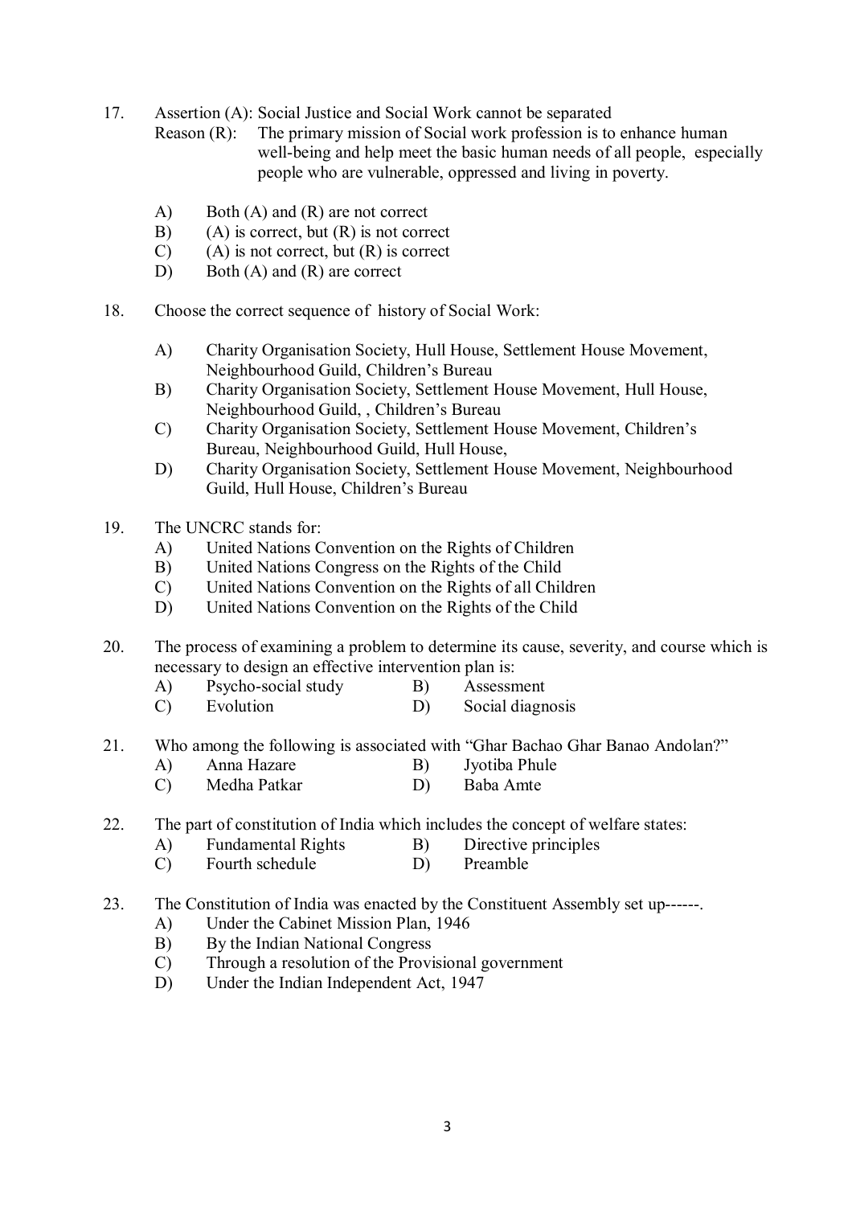17. Assertion (A): Social Justice and Social Work cannot be separated
    Reason (R): The primary mission of Social work profession is to enhance human well-being and help meet the basic human needs of all people, especially people who are vulnerable, oppressed and living in poverty.

    A) Both (A) and (R) are not correct
    B) (A) is correct, but (R) is not correct
    C) (A) is not correct, but (R) is correct
    D) Both (A) and (R) are correct

18. Choose the correct sequence of history of Social Work:

    A) Charity Organisation Society, Hull House, Settlement House Movement, Neighbourhood Guild, Children's Bureau
    B) Charity Organisation Society, Settlement House Movement, Hull House, Neighbourhood Guild, , Children's Bureau
    C) Charity Organisation Society, Settlement House Movement, Children's Bureau, Neighbourhood Guild, Hull House,
    D) Charity Organisation Society, Settlement House Movement, Neighbourhood Guild, Hull House, Children's Bureau

19. The UNCRC stands for:
    A) United Nations Convention on the Rights of Children
    B) United Nations Congress on the Rights of the Child
    C) United Nations Convention on the Rights of all Children
    D) United Nations Convention on the Rights of the Child

20. The process of examining a problem to determine its cause, severity, and course which is necessary to design an effective intervention plan is:
    A) Psycho-social study
    B) Assessment
    C) Evolution
    D) Social diagnosis

21. Who among the following is associated with "Ghar Bachao Ghar Banao Andolan?"
    A) Anna Hazare
    B) Jyotiba Phule
    C) Medha Patkar
    D) Baba Amte

22. The part of constitution of India which includes the concept of welfare states:
    A) Fundamental Rights
    B) Directive principles
    C) Fourth schedule
    D) Preamble

23. The Constitution of India was enacted by the Constituent Assembly set up------.
    A) Under the Cabinet Mission Plan, 1946
    B) By the Indian National Congress
    C) Through a resolution of the Provisional government
    D) Under the Indian Independent Act, 1947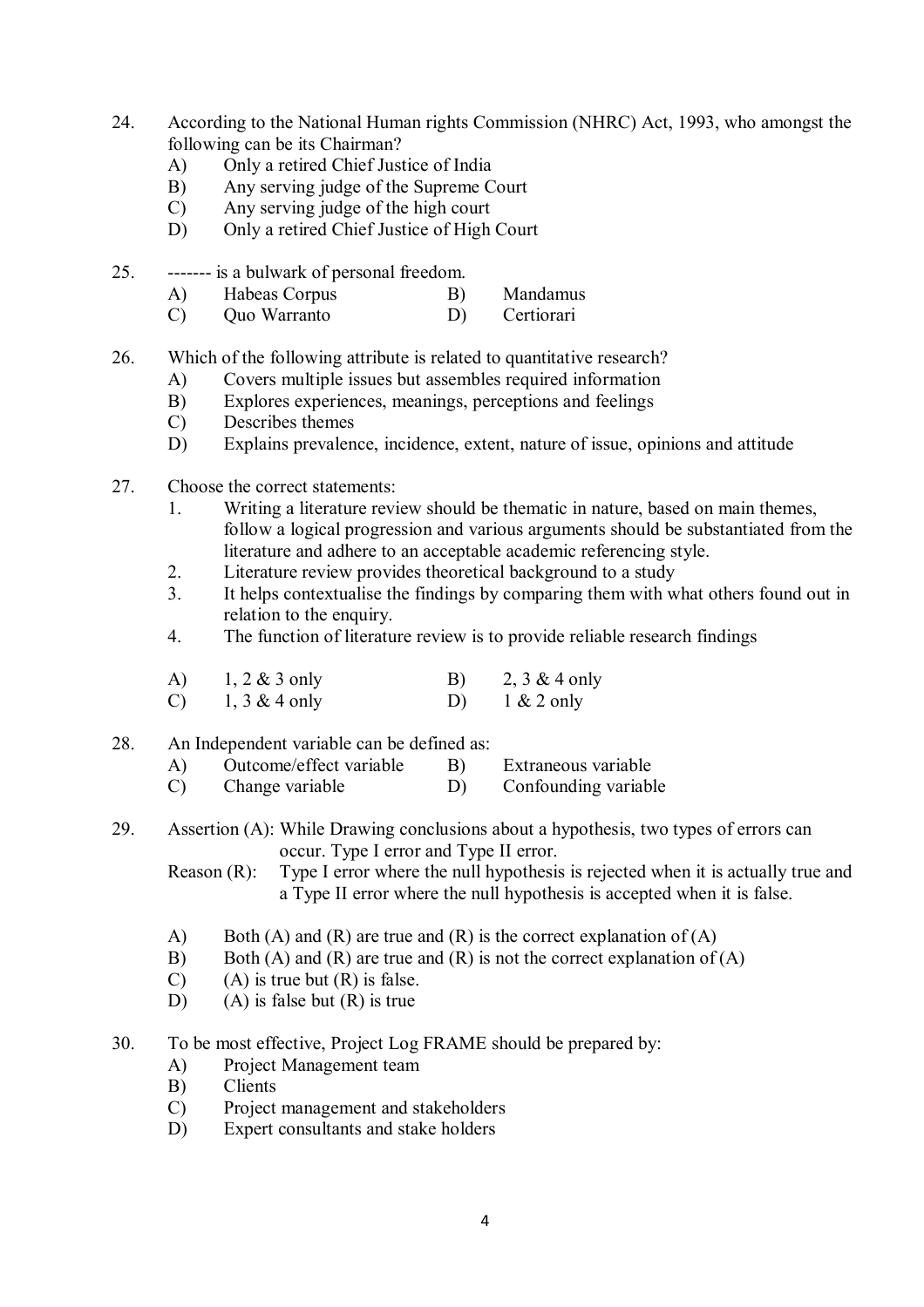24. According to the National Human rights Commission (NHRC) Act, 1993, who amongst the following can be its Chairman?
    - A) Only a retired Chief Justice of India
    - B) Any serving judge of the Supreme Court
    - C) Any serving judge of the high court
    - D) Only a retired Chief Justice of High Court

25. ------- is a bulwark of personal freedom.

    | | | | |
    |---|---|---|---|
    | A) | Habeas Corpus | B) | Mandamus |
    | C) | Quo Warranto | D) | Certiorari |

26. Which of the following attribute is related to quantitative research?
    - A) Covers multiple issues but assembles required information
    - B) Explores experiences, meanings, perceptions and feelings
    - C) Describes themes
    - D) Explains prevalence, incidence, extent, nature of issue, opinions and attitude

27. Choose the correct statements:
    1. Writing a literature review should be thematic in nature, based on main themes, follow a logical progression and various arguments should be substantiated from the literature and adhere to an acceptable academic referencing style.
    2. Literature review provides theoretical background to a study
    3. It helps contextualise the findings by comparing them with what others found out in relation to the enquiry.
    4. The function of literature review is to provide reliable research findings

    | | | | |
    |---|---|---|---|
    | A) | 1, 2 & 3 only | B) | 2, 3 & 4 only |
    | C) | 1, 3 & 4 only | D) | 1 & 2 only |

28. An Independent variable can be defined as:

    | | | | |
    |---|---|---|---|
    | A) | Outcome/effect variable | B) | Extraneous variable |
    | C) | Change variable | D) | Confounding variable |

29. Assertion (A): While Drawing conclusions about a hypothesis, two types of errors can occur. Type I error and Type II error.

    Reason (R): Type I error where the null hypothesis is rejected when it is actually true and a Type II error where the null hypothesis is accepted when it is false.

    - A) Both (A) and (R) are true and (R) is the correct explanation of (A)
    - B) Both (A) and (R) are true and (R) is not the correct explanation of (A)
    - C) (A) is true but (R) is false.
    - D) (A) is false but (R) is true

30. To be most effective, Project Log FRAME should be prepared by:
    - A) Project Management team
    - B) Clients
    - C) Project management and stakeholders
    - D) Expert consultants and stake holders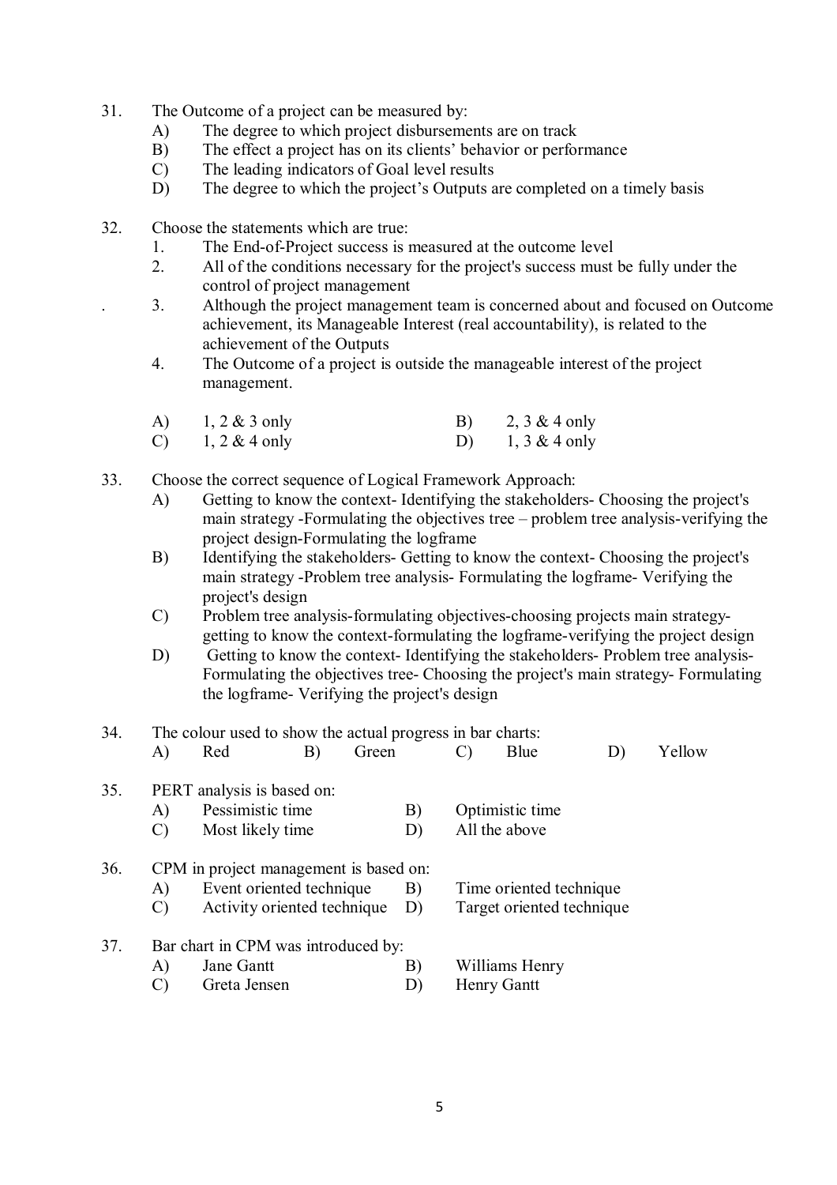31. The Outcome of a project can be measured by:
    A) The degree to which project disbursements are on track
    B) The effect a project has on its clients' behavior or performance
    C) The leading indicators of Goal level results
    D) The degree to which the project's Outputs are completed on a timely basis

32. Choose the statements which are true:
    1. The End-of-Project success is measured at the outcome level
    2. All of the conditions necessary for the project's success must be fully under the control of project management
    3. Although the project management team is concerned about and focused on Outcome achievement, its Manageable Interest (real accountability), is related to the achievement of the Outputs
    4. The Outcome of a project is outside the manageable interest of the project management.

    A) 1, 2 & 3 only
    B) 2, 3 & 4 only
    C) 1, 2 & 4 only
    D) 1, 3 & 4 only

33. Choose the correct sequence of Logical Framework Approach:
    A) Getting to know the context- Identifying the stakeholders- Choosing the project's main strategy -Formulating the objectives tree – problem tree analysis-verifying the project design-Formulating the logframe
    B) Identifying the stakeholders- Getting to know the context- Choosing the project's main strategy -Problem tree analysis- Formulating the logframe- Verifying the project's design
    C) Problem tree analysis-formulating objectives-choosing projects main strategy-getting to know the context-formulating the logframe-verifying the project design
    D) Getting to know the context- Identifying the stakeholders- Problem tree analysis- Formulating the objectives tree- Choosing the project's main strategy- Formulating the logframe- Verifying the project's design

34. The colour used to show the actual progress in bar charts:
    A) Red
    B) Green
    C) Blue
    D) Yellow

35. PERT analysis is based on:
    A) Pessimistic time
    B) Optimistic time
    C) Most likely time
    D) All the above

36. CPM in project management is based on:
    A) Event oriented technique
    B) Time oriented technique
    C) Activity oriented technique
    D) Target oriented technique

37. Bar chart in CPM was introduced by:
    A) Jane Gantt
    B) Williams Henry
    C) Greta Jensen
    D) Henry Gantt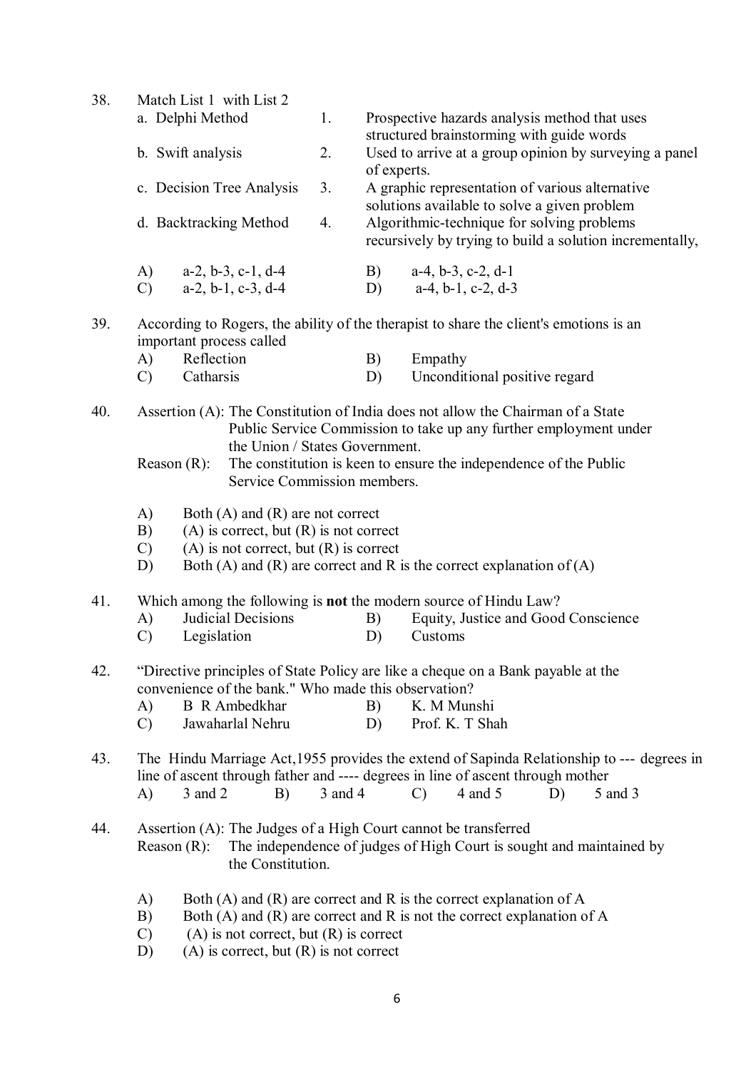38. Match List 1 with List 2

| List 1 | | List 2 |
|---|---|---|
| a. Delphi Method | 1. | Prospective hazards analysis method that uses structured brainstorming with guide words |
| b. Swift analysis | 2. | Used to arrive at a group opinion by surveying a panel of experts. |
| c. Decision Tree Analysis | 3. | A graphic representation of various alternative solutions available to solve a given problem |
| d. Backtracking Method | 4. | Algorithmic-technique for solving problems recursively by trying to build a solution incrementally, |

A) a-2, b-3, c-1, d-4  
B) a-4, b-3, c-2, d-1  
C) a-2, b-1, c-3, d-4  
D) a-4, b-1, c-2, d-3

39. According to Rogers, the ability of the therapist to share the client's emotions is an important process called

A) Reflection  
B) Empathy  
C) Catharsis  
D) Unconditional positive regard

40. Assertion (A): The Constitution of India does not allow the Chairman of a State Public Service Commission to take up any further employment under the Union / States Government.

Reason (R): The constitution is keen to ensure the independence of the Public Service Commission members.

A) Both (A) and (R) are not correct  
B) (A) is correct, but (R) is not correct  
C) (A) is not correct, but (R) is correct  
D) Both (A) and (R) are correct and R is the correct explanation of (A)

41. Which among the following is **not** the modern source of Hindu Law?

A) Judicial Decisions  
B) Equity, Justice and Good Conscience  
C) Legislation  
D) Customs

42. "Directive principles of State Policy are like a cheque on a Bank payable at the convenience of the bank." Who made this observation?

A) B R Ambedkhar  
B) K. M Munshi  
C) Jawaharlal Nehru  
D) Prof. K. T Shah

43. The Hindu Marriage Act,1955 provides the extend of Sapinda Relationship to --- degrees in line of ascent through father and ---- degrees in line of ascent through mother

A) 3 and 2  
B) 3 and 4  
C) 4 and 5  
D) 5 and 3

44. Assertion (A): The Judges of a High Court cannot be transferred

Reason (R): The independence of judges of High Court is sought and maintained by the Constitution.

A) Both (A) and (R) are correct and R is the correct explanation of A  
B) Both (A) and (R) are correct and R is not the correct explanation of A  
C) (A) is not correct, but (R) is correct  
D) (A) is correct, but (R) is not correct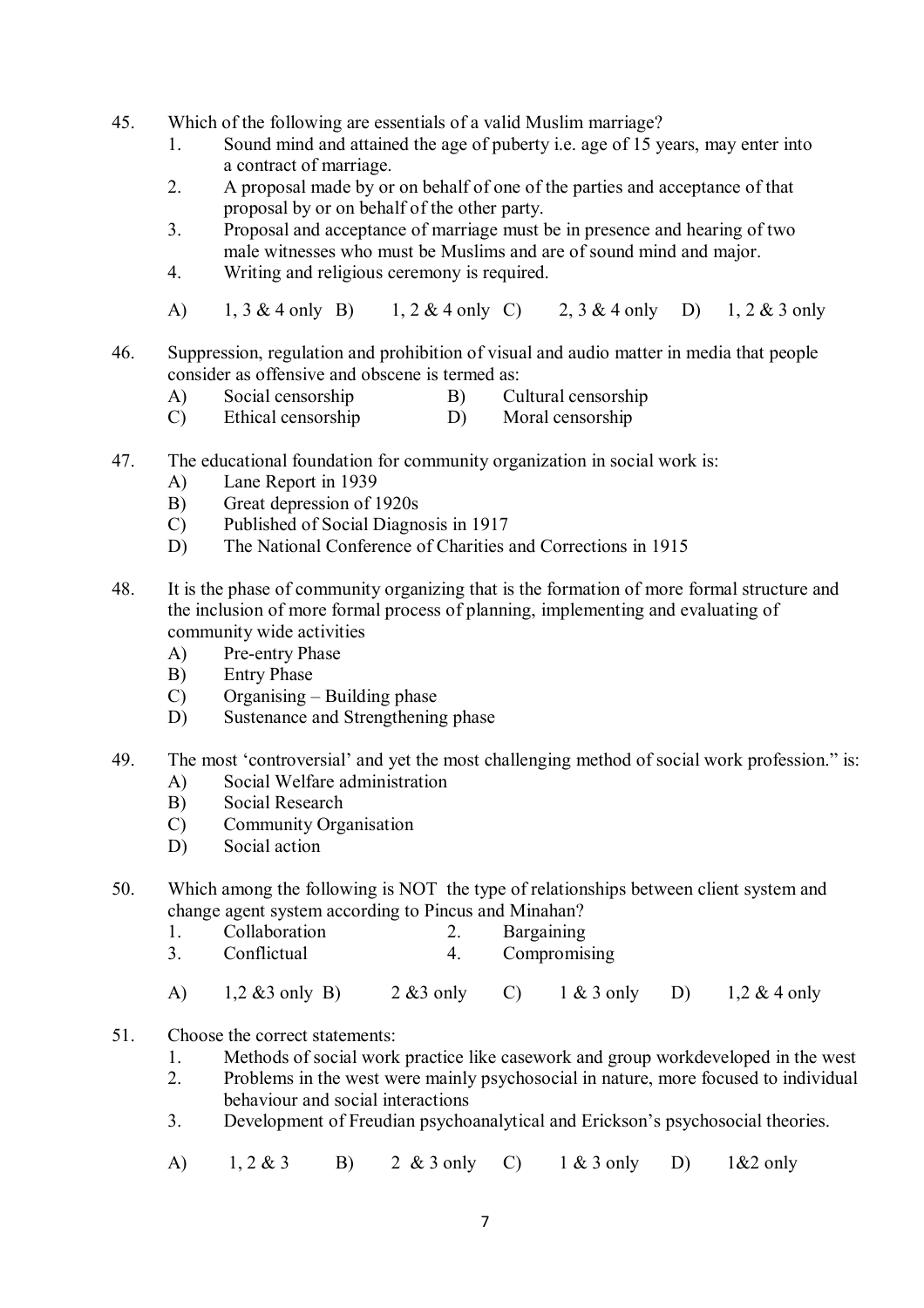45. Which of the following are essentials of a valid Muslim marriage?
    1. Sound mind and attained the age of puberty i.e. age of 15 years, may enter into a contract of marriage.
    2. A proposal made by or on behalf of one of the parties and acceptance of that proposal by or on behalf of the other party.
    3. Proposal and acceptance of marriage must be in presence and hearing of two male witnesses who must be Muslims and are of sound mind and major.
    4. Writing and religious ceremony is required.

    A) 1, 3 & 4 only B) 1, 2 & 4 only C) 2, 3 & 4 only D) 1, 2 & 3 only

46. Suppression, regulation and prohibition of visual and audio matter in media that people consider as offensive and obscene is termed as:
    A) Social censorship B) Cultural censorship
    C) Ethical censorship D) Moral censorship

47. The educational foundation for community organization in social work is:
    A) Lane Report in 1939
    B) Great depression of 1920s
    C) Published of Social Diagnosis in 1917
    D) The National Conference of Charities and Corrections in 1915

48. It is the phase of community organizing that is the formation of more formal structure and the inclusion of more formal process of planning, implementing and evaluating of community wide activities
    A) Pre-entry Phase
    B) Entry Phase
    C) Organising – Building phase
    D) Sustenance and Strengthening phase

49. The most 'controversial' and yet the most challenging method of social work profession." is:
    A) Social Welfare administration
    B) Social Research
    C) Community Organisation
    D) Social action

50. Which among the following is NOT the type of relationships between client system and change agent system according to Pincus and Minahan?
    1. Collaboration 2. Bargaining
    3. Conflictual 4. Compromising

    A) 1,2 &3 only B) 2 &3 only C) 1 & 3 only D) 1,2 & 4 only

51. Choose the correct statements:
    1. Methods of social work practice like casework and group workdeveloped in the west
    2. Problems in the west were mainly psychosocial in nature, more focused to individual behaviour and social interactions
    3. Development of Freudian psychoanalytical and Erickson's psychosocial theories.

    A) 1, 2 & 3 B) 2 & 3 only C) 1 & 3 only D) 1&2 only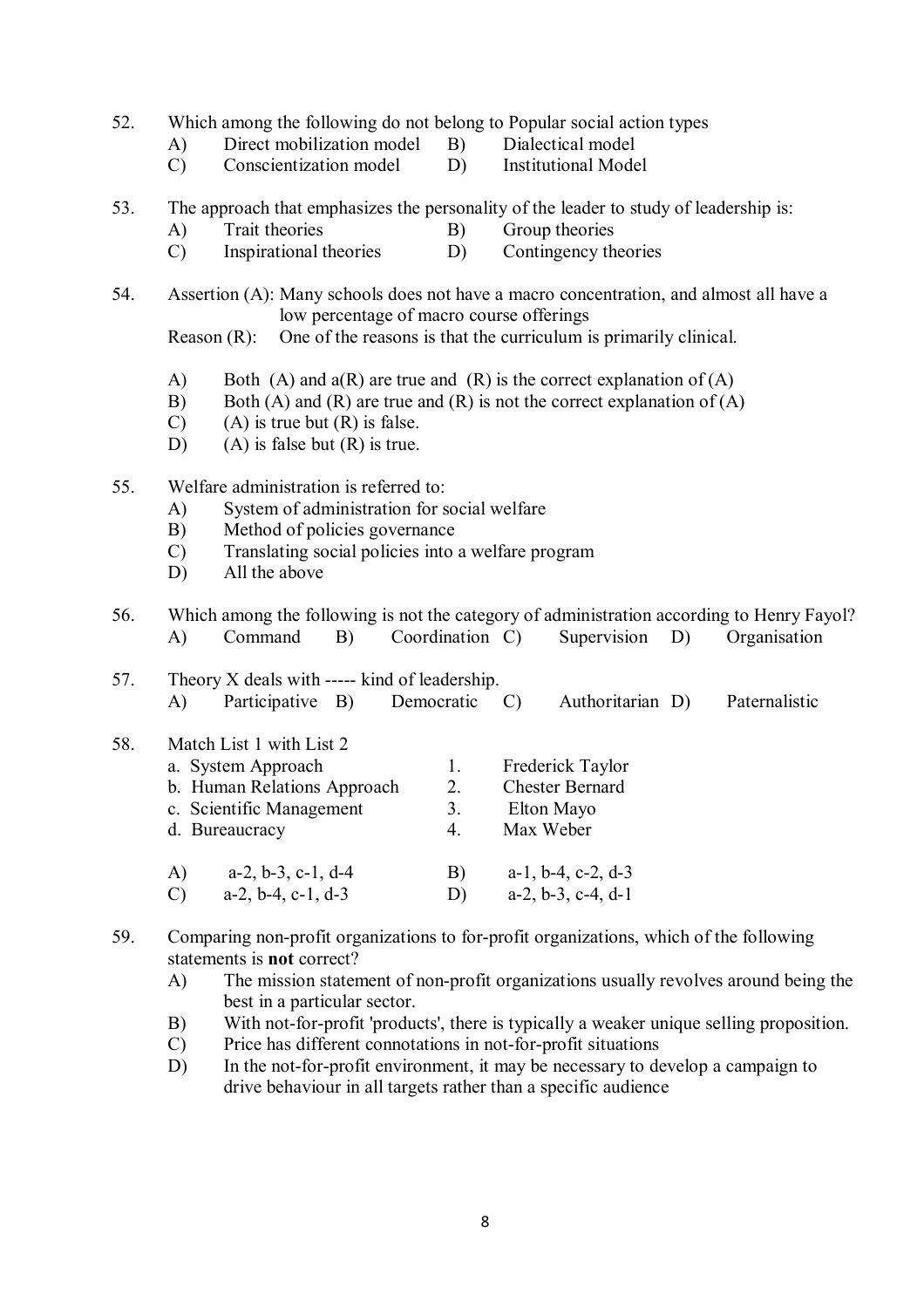52. Which among the following do not belong to Popular social action types
    A) Direct mobilization model  B) Dialectical model
    C) Conscientization model  D) Institutional Model

53. The approach that emphasizes the personality of the leader to study of leadership is:
    A) Trait theories  B) Group theories
    C) Inspirational theories  D) Contingency theories

54. Assertion (A): Many schools does not have a macro concentration, and almost all have a low percentage of macro course offerings
    Reason (R): One of the reasons is that the curriculum is primarily clinical.

    A) Both (A) and a(R) are true and (R) is the correct explanation of (A)
    B) Both (A) and (R) are true and (R) is not the correct explanation of (A)
    C) (A) is true but (R) is false.
    D) (A) is false but (R) is true.

55. Welfare administration is referred to:
    A) System of administration for social welfare
    B) Method of policies governance
    C) Translating social policies into a welfare program
    D) All the above

56. Which among the following is not the category of administration according to Henry Fayol?
    A) Command  B) Coordination  C) Supervision  D) Organisation

57. Theory X deals with ----- kind of leadership.
    A) Participative  B) Democratic  C) Authoritarian  D) Paternalistic

58. Match List 1 with List 2

| List 1 | | List 2 |
|---|---|---|
| a. System Approach | 1. | Frederick Taylor |
| b. Human Relations Approach | 2. | Chester Bernard |
| c. Scientific Management | 3. | Elton Mayo |
| d. Bureaucracy | 4. | Max Weber |

    A) a-2, b-3, c-1, d-4  B) a-1, b-4, c-2, d-3
    C) a-2, b-4, c-1, d-3  D) a-2, b-3, c-4, d-1

59. Comparing non-profit organizations to for-profit organizations, which of the following statements is **not** correct?
    A) The mission statement of non-profit organizations usually revolves around being the best in a particular sector.
    B) With not-for-profit 'products', there is typically a weaker unique selling proposition.
    C) Price has different connotations in not-for-profit situations
    D) In the not-for-profit environment, it may be necessary to develop a campaign to drive behaviour in all targets rather than a specific audience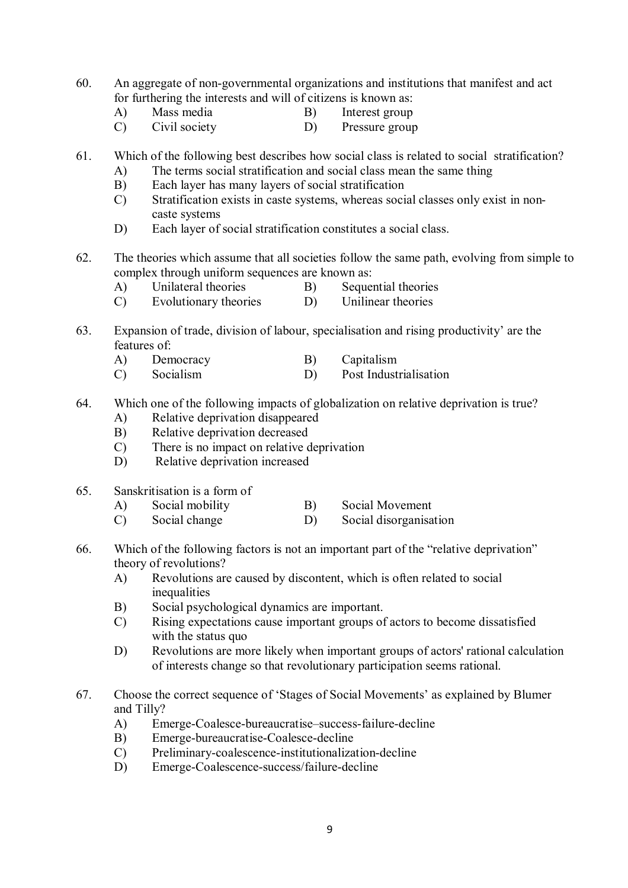60. An aggregate of non-governmental organizations and institutions that manifest and act for furthering the interests and will of citizens is known as:
    - A) Mass media
    - B) Interest group
    - C) Civil society
    - D) Pressure group

61. Which of the following best describes how social class is related to social stratification?
    - A) The terms social stratification and social class mean the same thing
    - B) Each layer has many layers of social stratification
    - C) Stratification exists in caste systems, whereas social classes only exist in non-caste systems
    - D) Each layer of social stratification constitutes a social class.

62. The theories which assume that all societies follow the same path, evolving from simple to complex through uniform sequences are known as:
    - A) Unilateral theories
    - B) Sequential theories
    - C) Evolutionary theories
    - D) Unilinear theories

63. Expansion of trade, division of labour, specialisation and rising productivity' are the features of:
    - A) Democracy
    - B) Capitalism
    - C) Socialism
    - D) Post Industrialisation

64. Which one of the following impacts of globalization on relative deprivation is true?
    - A) Relative deprivation disappeared
    - B) Relative deprivation decreased
    - C) There is no impact on relative deprivation
    - D) Relative deprivation increased

65. Sanskritisation is a form of
    - A) Social mobility
    - B) Social Movement
    - C) Social change
    - D) Social disorganisation

66. Which of the following factors is not an important part of the "relative deprivation" theory of revolutions?
    - A) Revolutions are caused by discontent, which is often related to social inequalities
    - B) Social psychological dynamics are important.
    - C) Rising expectations cause important groups of actors to become dissatisfied with the status quo
    - D) Revolutions are more likely when important groups of actors' rational calculation of interests change so that revolutionary participation seems rational.

67. Choose the correct sequence of 'Stages of Social Movements' as explained by Blumer and Tilly?
    - A) Emerge-Coalesce-bureaucratise–success-failure-decline
    - B) Emerge-bureaucratise-Coalesce-decline
    - C) Preliminary-coalescence-institutionalization-decline
    - D) Emerge-Coalescence-success/failure-decline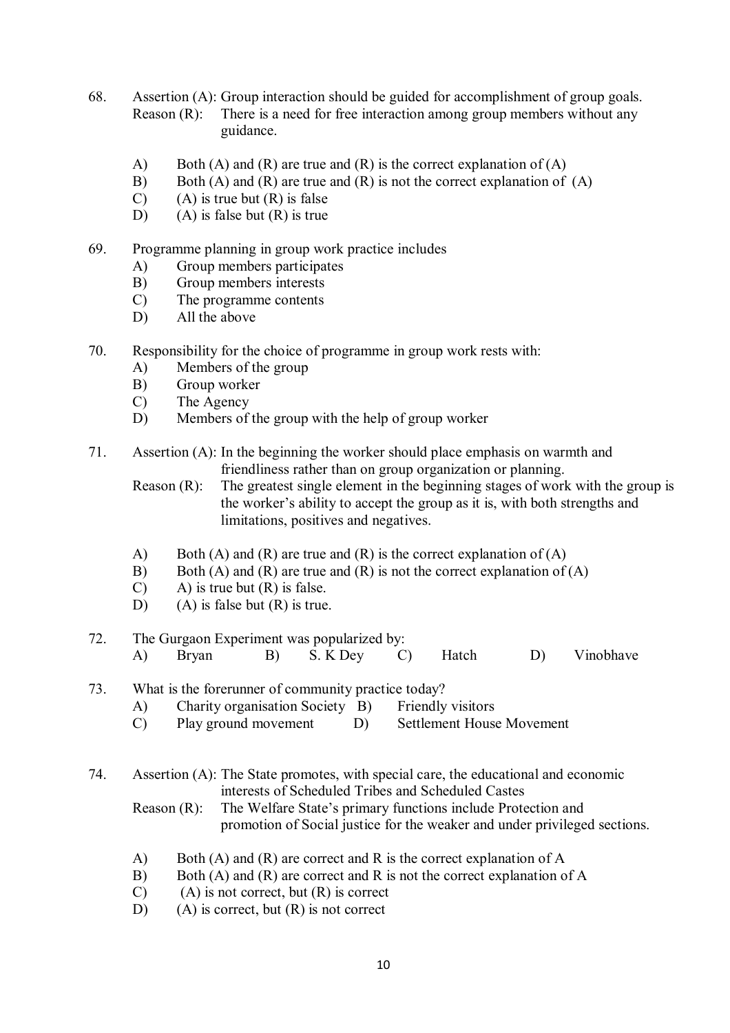68. Assertion (A): Group interaction should be guided for accomplishment of group goals.
    Reason (R): There is a need for free interaction among group members without any guidance.

    A) Both (A) and (R) are true and (R) is the correct explanation of (A)
    B) Both (A) and (R) are true and (R) is not the correct explanation of (A)
    C) (A) is true but (R) is false
    D) (A) is false but (R) is true

69. Programme planning in group work practice includes
    A) Group members participates
    B) Group members interests
    C) The programme contents
    D) All the above

70. Responsibility for the choice of programme in group work rests with:
    A) Members of the group
    B) Group worker
    C) The Agency
    D) Members of the group with the help of group worker

71. Assertion (A): In the beginning the worker should place emphasis on warmth and friendliness rather than on group organization or planning.
    Reason (R): The greatest single element in the beginning stages of work with the group is the worker's ability to accept the group as it is, with both strengths and limitations, positives and negatives.

    A) Both (A) and (R) are true and (R) is the correct explanation of (A)
    B) Both (A) and (R) are true and (R) is not the correct explanation of (A)
    C) A) is true but (R) is false.
    D) (A) is false but (R) is true.

72. The Gurgaon Experiment was popularized by:
    A) Bryan  B) S. K Dey  C) Hatch  D) Vinobhave

73. What is the forerunner of community practice today?
    A) Charity organisation Society  B) Friendly visitors
    C) Play ground movement  D) Settlement House Movement

74. Assertion (A): The State promotes, with special care, the educational and economic interests of Scheduled Tribes and Scheduled Castes
    Reason (R): The Welfare State's primary functions include Protection and promotion of Social justice for the weaker and under privileged sections.

    A) Both (A) and (R) are correct and R is the correct explanation of A
    B) Both (A) and (R) are correct and R is not the correct explanation of A
    C) (A) is not correct, but (R) is correct
    D) (A) is correct, but (R) is not correct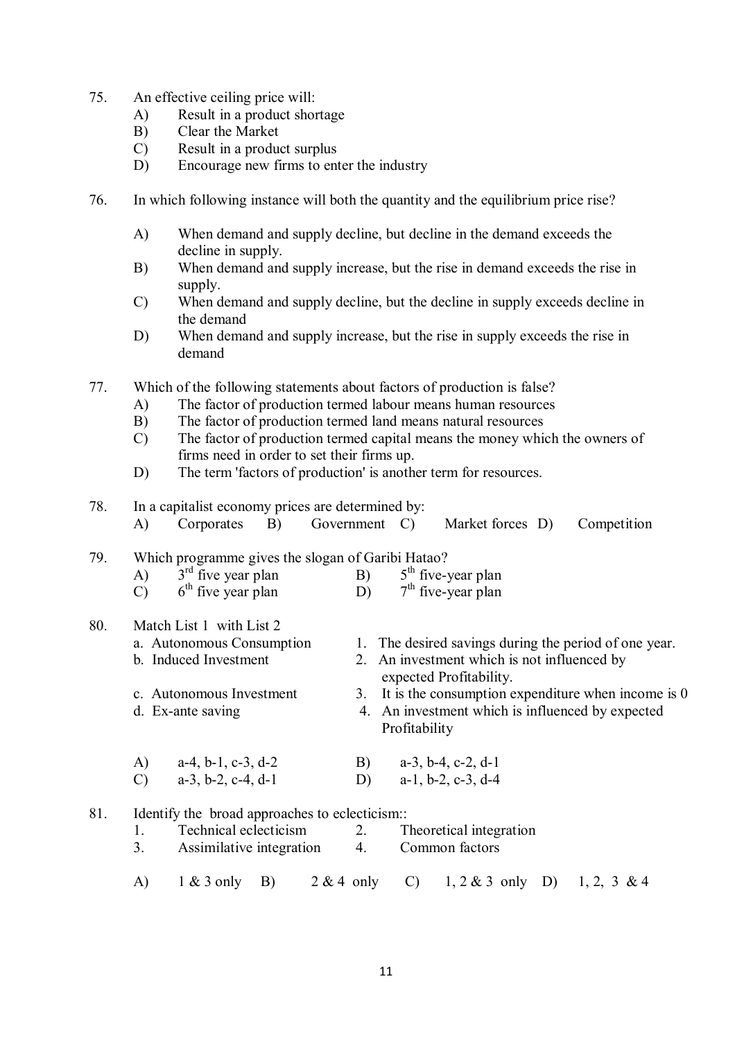75. An effective ceiling price will:
    A) Result in a product shortage
    B) Clear the Market
    C) Result in a product surplus
    D) Encourage new firms to enter the industry

76. In which following instance will both the quantity and the equilibrium price rise?

    A) When demand and supply decline, but decline in the demand exceeds the decline in supply.
    B) When demand and supply increase, but the rise in demand exceeds the rise in supply.
    C) When demand and supply decline, but the decline in supply exceeds decline in the demand
    D) When demand and supply increase, but the rise in supply exceeds the rise in demand

77. Which of the following statements about factors of production is false?
    A) The factor of production termed labour means human resources
    B) The factor of production termed land means natural resources
    C) The factor of production termed capital means the money which the owners of firms need in order to set their firms up.
    D) The term 'factors of production' is another term for resources.

78. In a capitalist economy prices are determined by:
    A) Corporates B) Government C) Market forces D) Competition

79. Which programme gives the slogan of Garibi Hatao?
    A) 3rd five year plan B) 5th five-year plan
    C) 6th five year plan D) 7th five-year plan

80. Match List 1 with List 2

| List 1 | List 2 |
|---|---|
| a. Autonomous Consumption | 1. The desired savings during the period of one year. |
| b. Induced Investment | 2. An investment which is not influenced by expected Profitability. |
| c. Autonomous Investment | 3. It is the consumption expenditure when income is 0 |
| d. Ex-ante saving | 4. An investment which is influenced by expected Profitability |

    A) a-4, b-1, c-3, d-2 B) a-3, b-4, c-2, d-1
    C) a-3, b-2, c-4, d-1 D) a-1, b-2, c-3, d-4

81. Identify the broad approaches to eclecticism::
    1. Technical eclecticism 2. Theoretical integration
    3. Assimilative integration 4. Common factors

    A) 1 & 3 only B) 2 & 4 only C) 1, 2 & 3 only D) 1, 2, 3 & 4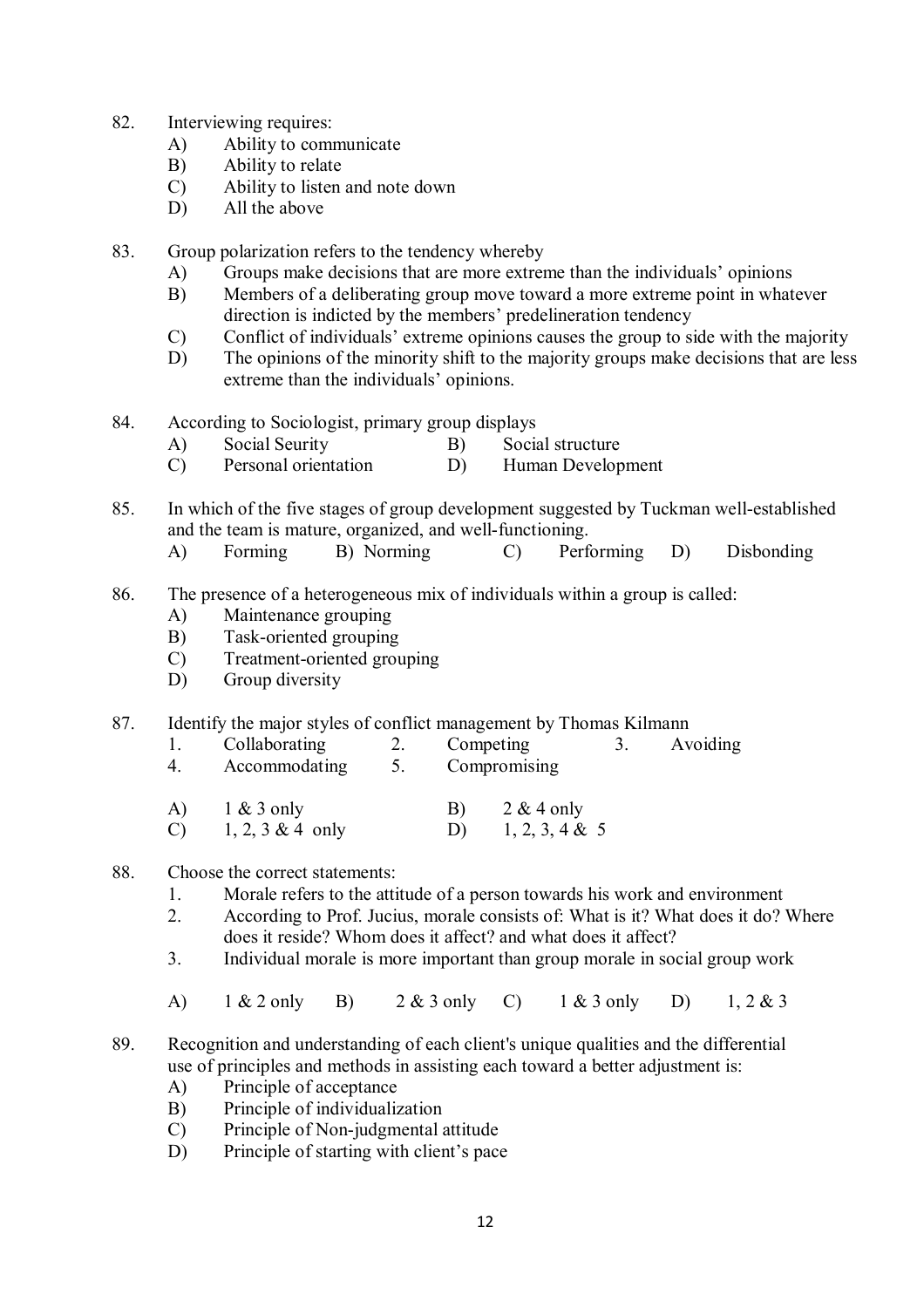82. Interviewing requires:
    A) Ability to communicate
    B) Ability to relate
    C) Ability to listen and note down
    D) All the above

83. Group polarization refers to the tendency whereby
    A) Groups make decisions that are more extreme than the individuals' opinions
    B) Members of a deliberating group move toward a more extreme point in whatever direction is indicted by the members' predelineration tendency
    C) Conflict of individuals' extreme opinions causes the group to side with the majority
    D) The opinions of the minority shift to the majority groups make decisions that are less extreme than the individuals' opinions.

84. According to Sociologist, primary group displays
    A) Social Seurity  B) Social structure
    C) Personal orientation  D) Human Development

85. In which of the five stages of group development suggested by Tuckman well-established and the team is mature, organized, and well-functioning.
    A) Forming  B) Norming  C) Performing  D) Disbonding

86. The presence of a heterogeneous mix of individuals within a group is called:
    A) Maintenance grouping
    B) Task-oriented grouping
    C) Treatment-oriented grouping
    D) Group diversity

87. Identify the major styles of conflict management by Thomas Kilmann
    1. Collaborating  2. Competing  3. Avoiding
    4. Accommodating  5. Compromising

    A) 1 & 3 only  B) 2 & 4 only
    C) 1, 2, 3 & 4 only  D) 1, 2, 3, 4 & 5

88. Choose the correct statements:
    1. Morale refers to the attitude of a person towards his work and environment
    2. According to Prof. Jucius, morale consists of: What is it? What does it do? Where does it reside? Whom does it affect? and what does it affect?
    3. Individual morale is more important than group morale in social group work

    A) 1 & 2 only  B) 2 & 3 only  C) 1 & 3 only  D) 1, 2 & 3

89. Recognition and understanding of each client's unique qualities and the differential use of principles and methods in assisting each toward a better adjustment is:
    A) Principle of acceptance
    B) Principle of individualization
    C) Principle of Non-judgmental attitude
    D) Principle of starting with client's pace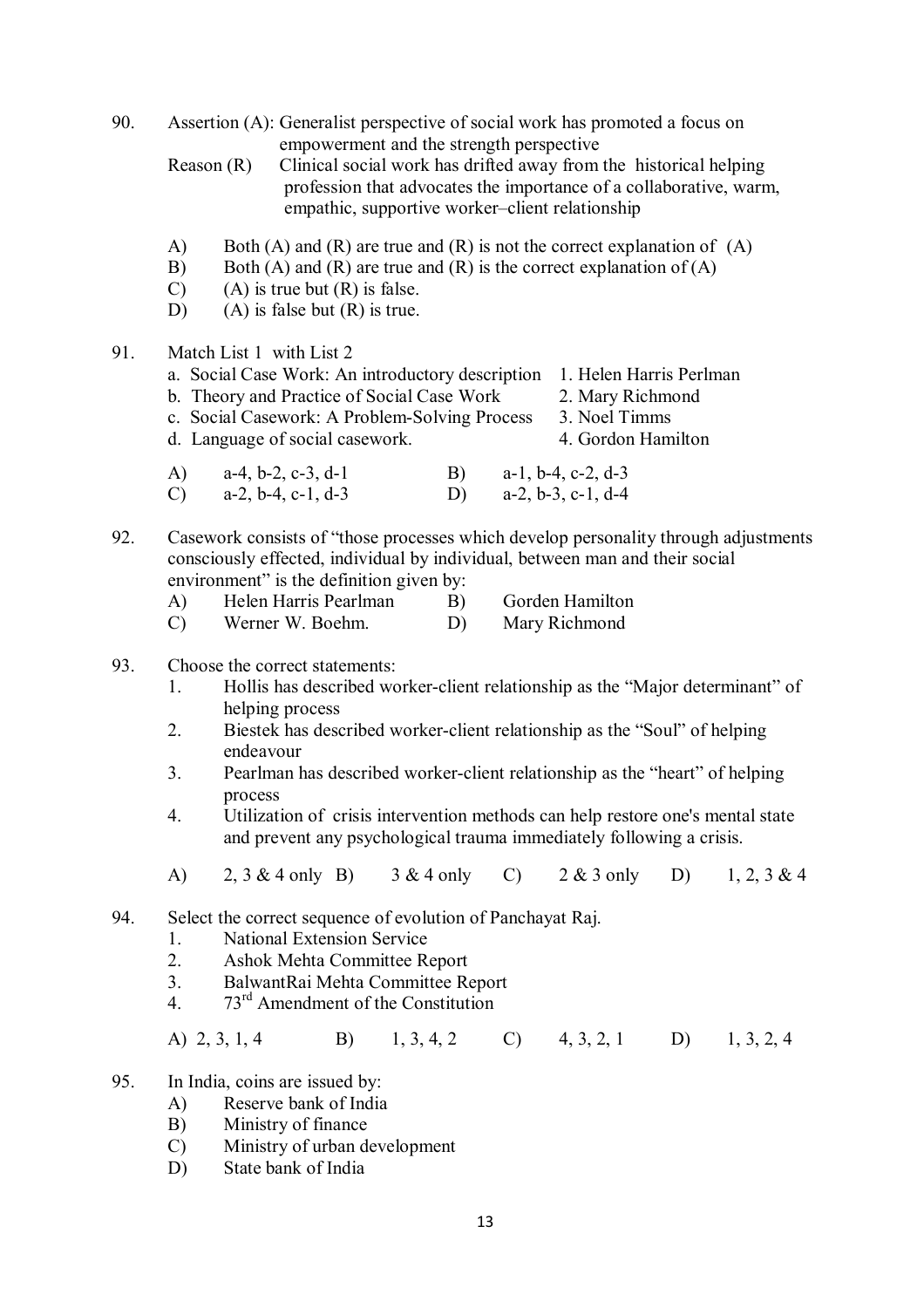90. Assertion (A): Generalist perspective of social work has promoted a focus on empowerment and the strength perspective

    Reason (R) Clinical social work has drifted away from the historical helping profession that advocates the importance of a collaborative, warm, empathic, supportive worker–client relationship

    A) Both (A) and (R) are true and (R) is not the correct explanation of (A)
    B) Both (A) and (R) are true and (R) is the correct explanation of (A)
    C) (A) is true but (R) is false.
    D) (A) is false but (R) is true.

91. Match List 1 with List 2

    | List 1 | List 2 |
    |---|---|
    | a. Social Case Work: An introductory description | 1. Helen Harris Perlman |
    | b. Theory and Practice of Social Case Work | 2. Mary Richmond |
    | c. Social Casework: A Problem-Solving Process | 3. Noel Timms |
    | d. Language of social casework. | 4. Gordon Hamilton |

    A) a-4, b-2, c-3, d-1
    B) a-1, b-4, c-2, d-3
    C) a-2, b-4, c-1, d-3
    D) a-2, b-3, c-1, d-4

92. Casework consists of "those processes which develop personality through adjustments consciously effected, individual by individual, between man and their social environment" is the definition given by:

    A) Helen Harris Pearlman
    B) Gorden Hamilton
    C) Werner W. Boehm.
    D) Mary Richmond

93. Choose the correct statements:

    1. Hollis has described worker-client relationship as the "Major determinant" of helping process
    2. Biestek has described worker-client relationship as the "Soul" of helping endeavour
    3. Pearlman has described worker-client relationship as the "heart" of helping process
    4. Utilization of crisis intervention methods can help restore one's mental state and prevent any psychological trauma immediately following a crisis.

    A) 2, 3 & 4 only
    B) 3 & 4 only
    C) 2 & 3 only
    D) 1, 2, 3 & 4

94. Select the correct sequence of evolution of Panchayat Raj.

    1. National Extension Service
    2. Ashok Mehta Committee Report
    3. BalwantRai Mehta Committee Report
    4. 73rd Amendment of the Constitution

    A) 2, 3, 1, 4
    B) 1, 3, 4, 2
    C) 4, 3, 2, 1
    D) 1, 3, 2, 4

95. In India, coins are issued by:

    A) Reserve bank of India
    B) Ministry of finance
    C) Ministry of urban development
    D) State bank of India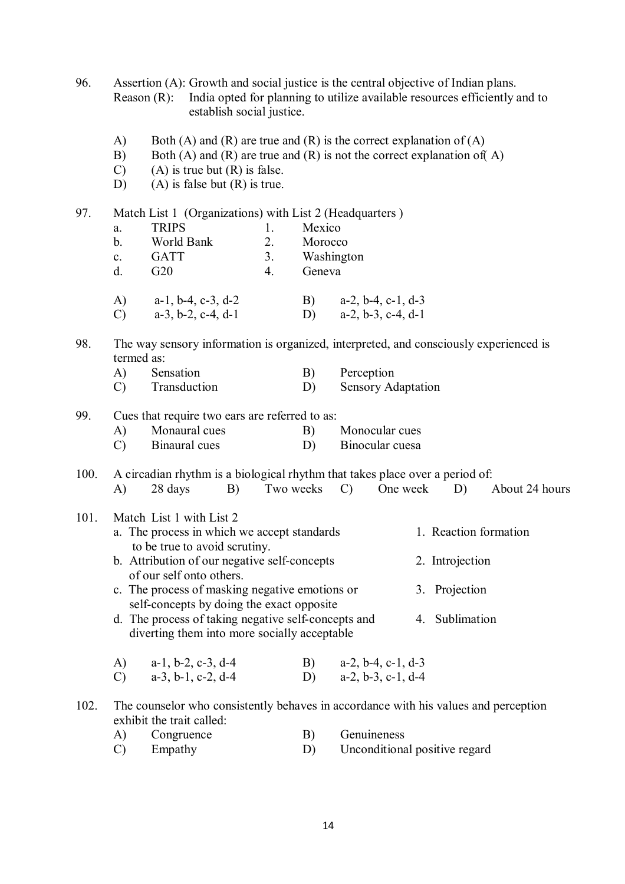96. Assertion (A): Growth and social justice is the central objective of Indian plans.
    Reason (R): India opted for planning to utilize available resources efficiently and to establish social justice.

    A) Both (A) and (R) are true and (R) is the correct explanation of (A)
    B) Both (A) and (R) are true and (R) is not the correct explanation of( A)
    C) (A) is true but (R) is false.
    D) (A) is false but (R) is true.

97. Match List 1 (Organizations) with List 2 (Headquarters )

| | | | |
|---|---|---|---|
| a. | TRIPS | 1. | Mexico |
| b. | World Bank | 2. | Morocco |
| c. | GATT | 3. | Washington |
| d. | G20 | 4. | Geneva |

    A) a-1, b-4, c-3, d-2    B) a-2, b-4, c-1, d-3
    C) a-3, b-2, c-4, d-1    D) a-2, b-3, c-4, d-1

98. The way sensory information is organized, interpreted, and consciously experienced is termed as:
    A) Sensation    B) Perception
    C) Transduction    D) Sensory Adaptation

99. Cues that require two ears are referred to as:
    A) Monaural cues    B) Monocular cues
    C) Binaural cues    D) Binocular cuesa

100. A circadian rhythm is a biological rhythm that takes place over a period of:
    A) 28 days    B) Two weeks    C) One week    D) About 24 hours

101. Match List 1 with List 2

| List 1 | List 2 |
|---|---|
| a. The process in which we accept standards to be true to avoid scrutiny. | 1. Reaction formation |
| b. Attribution of our negative self-concepts of our self onto others. | 2. Introjection |
| c. The process of masking negative emotions or self-concepts by doing the exact opposite | 3. Projection |
| d. The process of taking negative self-concepts and diverting them into more socially acceptable | 4. Sublimation |

    A) a-1, b-2, c-3, d-4    B) a-2, b-4, c-1, d-3
    C) a-3, b-1, c-2, d-4    D) a-2, b-3, c-1, d-4

102. The counselor who consistently behaves in accordance with his values and perception exhibit the trait called:
    A) Congruence    B) Genuineness
    C) Empathy    D) Unconditional positive regard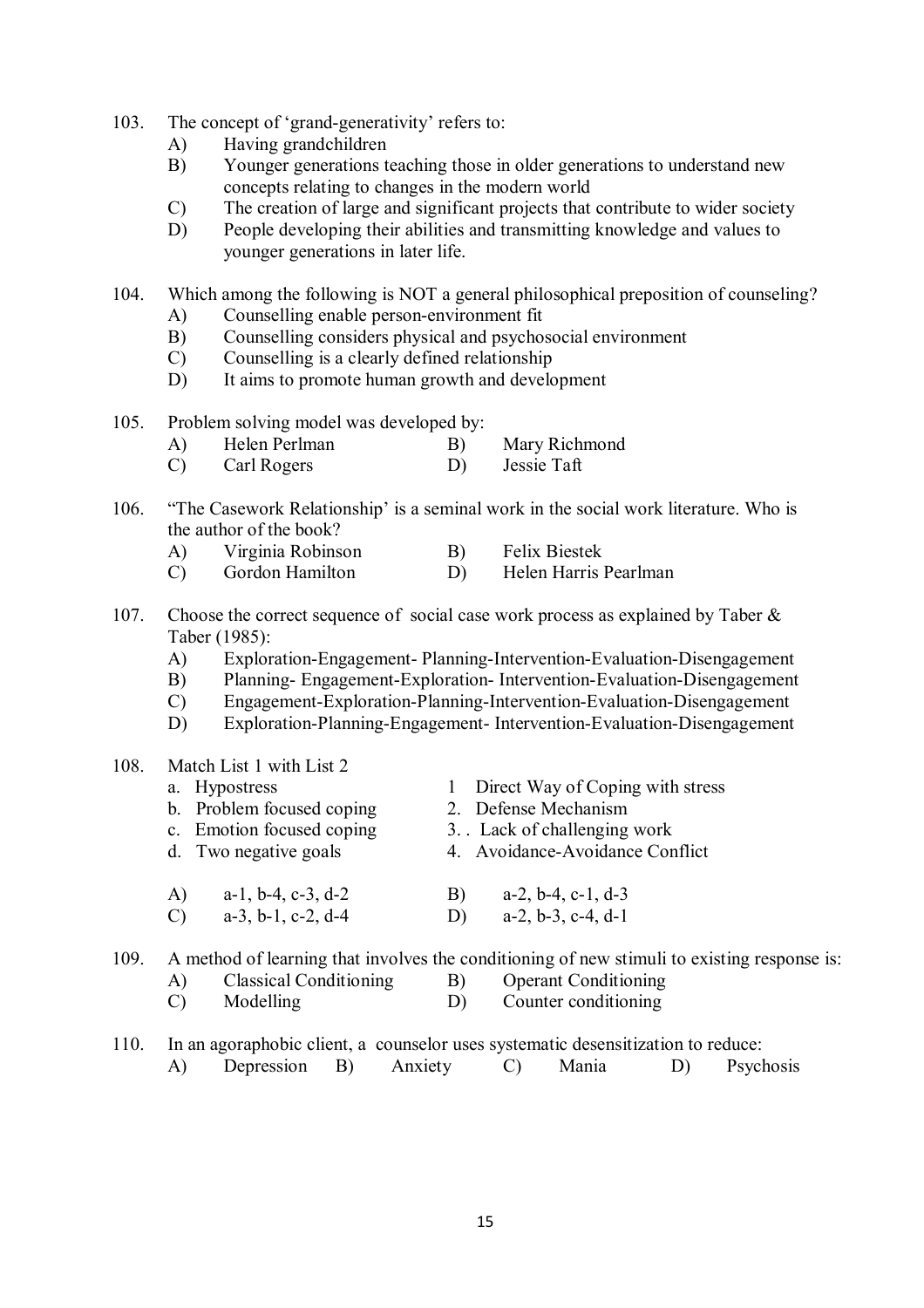103. The concept of 'grand-generativity' refers to:
   - A) Having grandchildren
   - B) Younger generations teaching those in older generations to understand new concepts relating to changes in the modern world
   - C) The creation of large and significant projects that contribute to wider society
   - D) People developing their abilities and transmitting knowledge and values to younger generations in later life.

104. Which among the following is NOT a general philosophical preposition of counseling?
   - A) Counselling enable person-environment fit
   - B) Counselling considers physical and psychosocial environment
   - C) Counselling is a clearly defined relationship
   - D) It aims to promote human growth and development

105. Problem solving model was developed by:
   - A) Helen Perlman
   - B) Mary Richmond
   - C) Carl Rogers
   - D) Jessie Taft

106. "The Casework Relationship' is a seminal work in the social work literature. Who is the author of the book?
   - A) Virginia Robinson
   - B) Felix Biestek
   - C) Gordon Hamilton
   - D) Helen Harris Pearlman

107. Choose the correct sequence of social case work process as explained by Taber & Taber (1985):
   - A) Exploration-Engagement- Planning-Intervention-Evaluation-Disengagement
   - B) Planning- Engagement-Exploration- Intervention-Evaluation-Disengagement
   - C) Engagement-Exploration-Planning-Intervention-Evaluation-Disengagement
   - D) Exploration-Planning-Engagement- Intervention-Evaluation-Disengagement

108. Match List 1 with List 2

| List 1 | List 2 |
|---|---|
| a. Hypostress | 1 Direct Way of Coping with stress |
| b. Problem focused coping | 2. Defense Mechanism |
| c. Emotion focused coping | 3. . Lack of challenging work |
| d. Two negative goals | 4. Avoidance-Avoidance Conflict |

   - A) a-1, b-4, c-3, d-2
   - B) a-2, b-4, c-1, d-3
   - C) a-3, b-1, c-2, d-4
   - D) a-2, b-3, c-4, d-1

109. A method of learning that involves the conditioning of new stimuli to existing response is:
   - A) Classical Conditioning
   - B) Operant Conditioning
   - C) Modelling
   - D) Counter conditioning

110. In an agoraphobic client, a counselor uses systematic desensitization to reduce:
   - A) Depression
   - B) Anxiety
   - C) Mania
   - D) Psychosis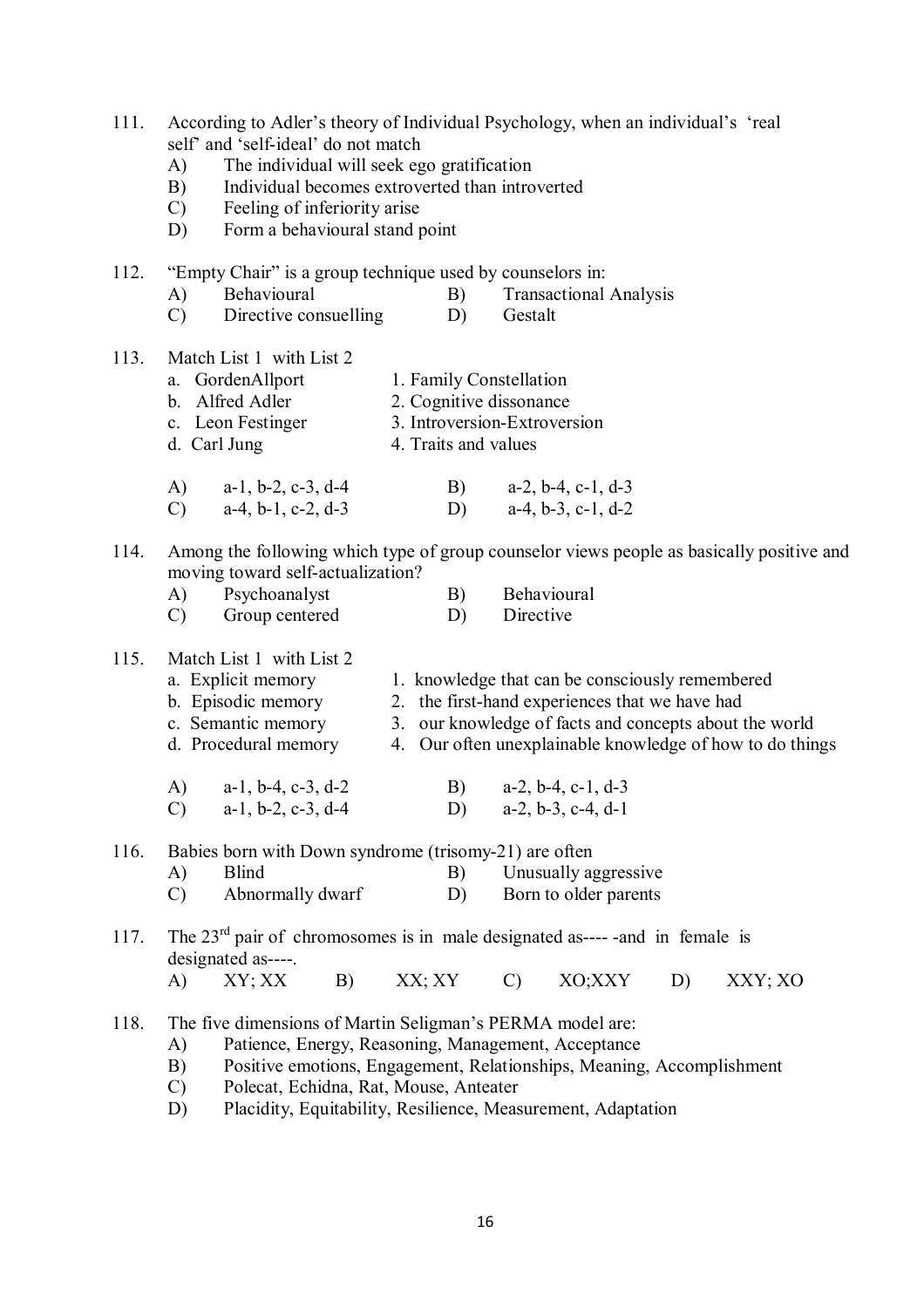111. According to Adler's theory of Individual Psychology, when an individual's 'real self' and 'self-ideal' do not match

A) The individual will seek ego gratification
B) Individual becomes extroverted than introverted
C) Feeling of inferiority arise
D) Form a behavioural stand point

112. "Empty Chair" is a group technique used by counselors in:

A) Behavioural
B) Transactional Analysis
C) Directive consuelling
D) Gestalt

113. Match List 1 with List 2

| List 1 | List 2 |
|---|---|
| a. GordenAllport | 1. Family Constellation |
| b. Alfred Adler | 2. Cognitive dissonance |
| c. Leon Festinger | 3. Introversion-Extroversion |
| d. Carl Jung | 4. Traits and values |

A) a-1, b-2, c-3, d-4
B) a-2, b-4, c-1, d-3
C) a-4, b-1, c-2, d-3
D) a-4, b-3, c-1, d-2

114. Among the following which type of group counselor views people as basically positive and moving toward self-actualization?

A) Psychoanalyst
B) Behavioural
C) Group centered
D) Directive

115. Match List 1 with List 2

| List 1 | List 2 |
|---|---|
| a. Explicit memory | 1. knowledge that can be consciously remembered |
| b. Episodic memory | 2. the first-hand experiences that we have had |
| c. Semantic memory | 3. our knowledge of facts and concepts about the world |
| d. Procedural memory | 4. Our often unexplainable knowledge of how to do things |

A) a-1, b-4, c-3, d-2
B) a-2, b-4, c-1, d-3
C) a-1, b-2, c-3, d-4
D) a-2, b-3, c-4, d-1

116. Babies born with Down syndrome (trisomy-21) are often

A) Blind
B) Unusually aggressive
C) Abnormally dwarf
D) Born to older parents

117. The 23rd pair of chromosomes is in male designated as---- -and in female is designated as----.

A) XY; XX
B) XX; XY
C) XO;XXY
D) XXY; XO

118. The five dimensions of Martin Seligman's PERMA model are:

A) Patience, Energy, Reasoning, Management, Acceptance
B) Positive emotions, Engagement, Relationships, Meaning, Accomplishment
C) Polecat, Echidna, Rat, Mouse, Anteater
D) Placidity, Equitability, Resilience, Measurement, Adaptation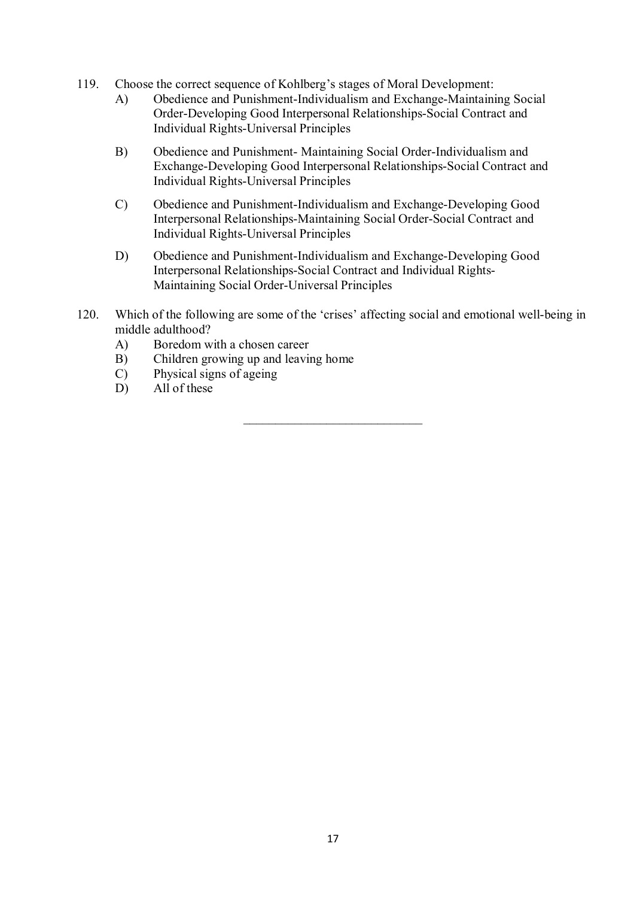119. Choose the correct sequence of Kohlberg's stages of Moral Development:

   A) Obedience and Punishment-Individualism and Exchange-Maintaining Social Order-Developing Good Interpersonal Relationships-Social Contract and Individual Rights-Universal Principles

   B) Obedience and Punishment- Maintaining Social Order-Individualism and Exchange-Developing Good Interpersonal Relationships-Social Contract and Individual Rights-Universal Principles

   C) Obedience and Punishment-Individualism and Exchange-Developing Good Interpersonal Relationships-Maintaining Social Order-Social Contract and Individual Rights-Universal Principles

   D) Obedience and Punishment-Individualism and Exchange-Developing Good Interpersonal Relationships-Social Contract and Individual Rights-Maintaining Social Order-Universal Principles

120. Which of the following are some of the 'crises' affecting social and emotional well-being in middle adulthood?

   A) Boredom with a chosen career
   B) Children growing up and leaving home
   C) Physical signs of ageing
   D) All of these

---